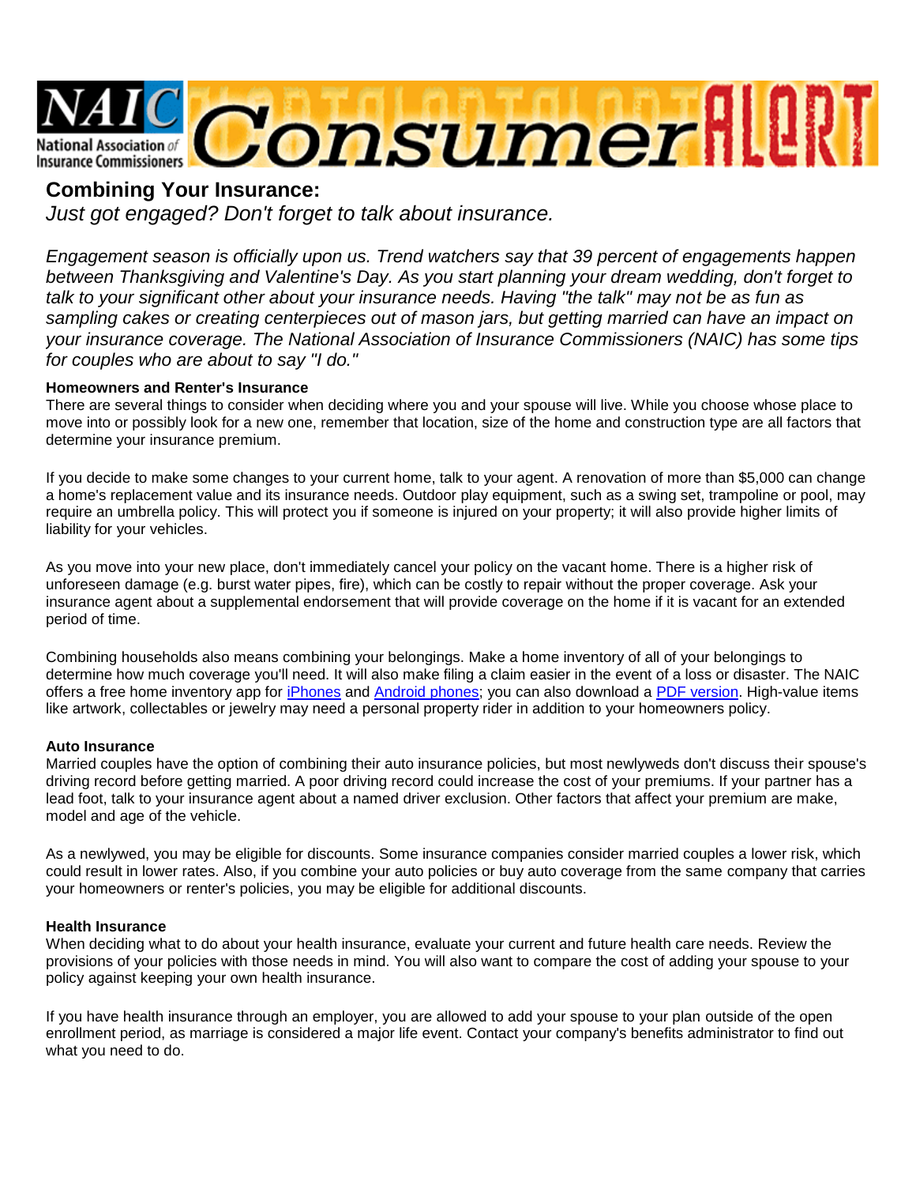NAIC National Association of Insurance Commissioners Consumer ALERT

## Combining Your Insurance:

*Just got engaged? Don't forget to talk about insurance.*

*Engagement season is officially upon us. Trend watchers say that 39 percent of engagements happen between Thanksgiving and Valentine's Day. As you start planning your dream wedding, don't forget to talk to your significant other about your insurance needs. Having "the talk" may not be as fun as sampling cakes or creating centerpieces out of mason jars, but getting married can have an impact on your insurance coverage. The National Association of Insurance Commissioners (NAIC) has some tips for couples who are about to say "I do."*

**Homeowners and Renter's Insurance**

There are several things to consider when deciding where you and your spouse will live. While you choose whose place to move into or possibly look for a new one, remember that location, size of the home and construction type are all factors that determine your insurance premium.

If you decide to make some changes to your current home, talk to your agent. A renovation of more than $5,000 can change a home's replacement value and its insurance needs. Outdoor play equipment, such as a swing set, trampoline or pool, may require an umbrella policy. This will protect you if someone is injured on your property; it will also provide higher limits of liability for your vehicles.

As you move into your new place, don't immediately cancel your policy on the vacant home. There is a higher risk of unforeseen damage (e.g. burst water pipes, fire), which can be costly to repair without the proper coverage. Ask your insurance agent about a supplemental endorsement that will provide coverage on the home if it is vacant for an extended period of time.

Combining households also means combining your belongings. Make a home inventory of all of your belongings to determine how much coverage you'll need. It will also make filing a claim easier in the event of a loss or disaster. The NAIC offers a free home inventory app for iPhones and Android phones; you can also download a PDF version. High-value items like artwork, collectables or jewelry may need a personal property rider in addition to your homeowners policy.

**Auto Insurance**

Married couples have the option of combining their auto insurance policies, but most newlyweds don't discuss their spouse's driving record before getting married. A poor driving record could increase the cost of your premiums. If your partner has a lead foot, talk to your insurance agent about a named driver exclusion. Other factors that affect your premium are make, model and age of the vehicle.

As a newlywed, you may be eligible for discounts. Some insurance companies consider married couples a lower risk, which could result in lower rates. Also, if you combine your auto policies or buy auto coverage from the same company that carries your homeowners or renter's policies, you may be eligible for additional discounts.

**Health Insurance**

When deciding what to do about your health insurance, evaluate your current and future health care needs. Review the provisions of your policies with those needs in mind. You will also want to compare the cost of adding your spouse to your policy against keeping your own health insurance.

If you have health insurance through an employer, you are allowed to add your spouse to your plan outside of the open enrollment period, as marriage is considered a major life event. Contact your company's benefits administrator to find out what you need to do.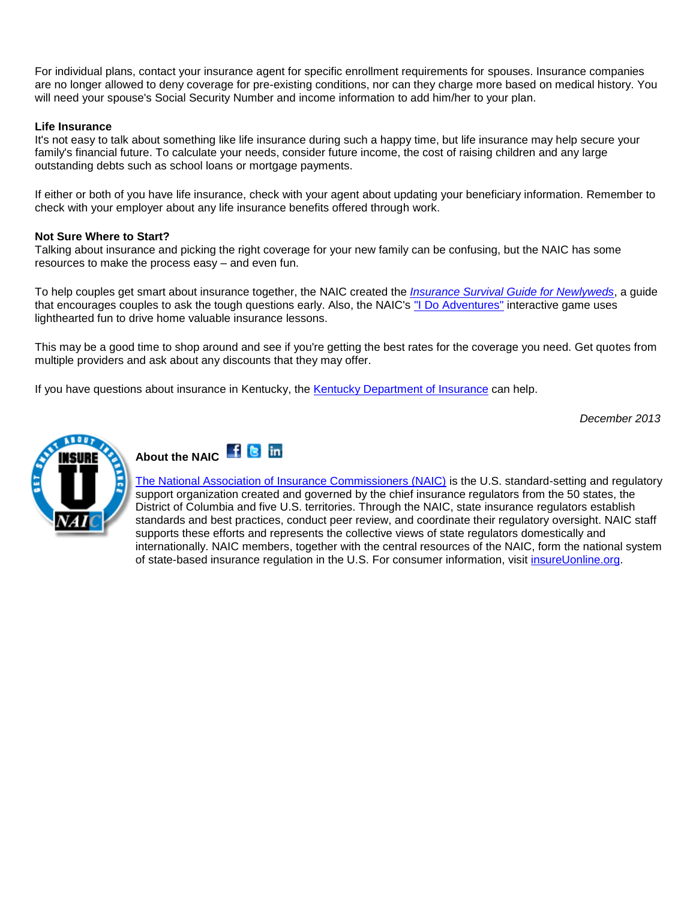For individual plans, contact your insurance agent for specific enrollment requirements for spouses. Insurance companies are no longer allowed to deny coverage for pre-existing conditions, nor can they charge more based on medical history. You will need your spouse's Social Security Number and income information to add him/her to your plan.

**Life Insurance**

It's not easy to talk about something like life insurance during such a happy time, but life insurance may help secure your family's financial future. To calculate your needs, consider future income, the cost of raising children and any large outstanding debts such as school loans or mortgage payments.

If either or both of you have life insurance, check with your agent about updating your beneficiary information. Remember to check with your employer about any life insurance benefits offered through work.

**Not Sure Where to Start?**

Talking about insurance and picking the right coverage for your new family can be confusing, but the NAIC has some resources to make the process easy – and even fun.

To help couples get smart about insurance together, the NAIC created the *Insurance Survival Guide for Newlyweds*, a guide that encourages couples to ask the tough questions early. Also, the NAIC's "I Do Adventures" interactive game uses lighthearted fun to drive home valuable insurance lessons.

This may be a good time to shop around and see if you're getting the best rates for the coverage you need. Get quotes from multiple providers and ask about any discounts that they may offer.

If you have questions about insurance in Kentucky, the Kentucky Department of Insurance can help.

*December 2013*

**About the NAIC**

The National Association of Insurance Commissioners (NAIC) is the U.S. standard-setting and regulatory support organization created and governed by the chief insurance regulators from the 50 states, the District of Columbia and five U.S. territories. Through the NAIC, state insurance regulators establish standards and best practices, conduct peer review, and coordinate their regulatory oversight. NAIC staff supports these efforts and represents the collective views of state regulators domestically and internationally. NAIC members, together with the central resources of the NAIC, form the national system of state-based insurance regulation in the U.S. For consumer information, visit insureUonline.org.